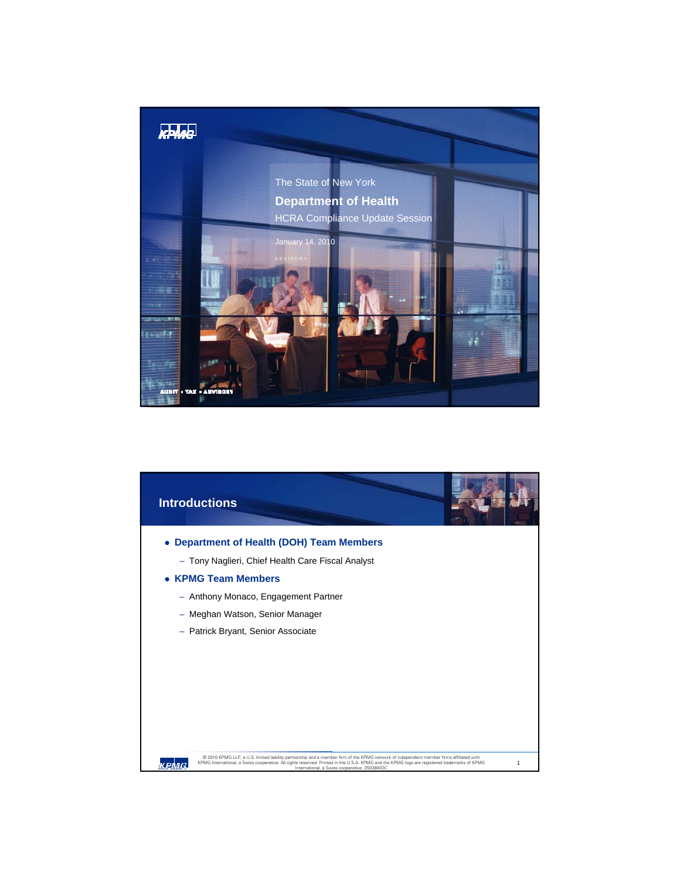KPMG

The State of New York

# Department of Health

HCRA Compliance Update Session

January 14, 2010

ADVISORY

AUDIT • TAX • ADVISORY

## Introductions

- **Department of Health (DOH) Team Members**
  - Tony Naglieri, Chief Health Care Fiscal Analyst
- **KPMG Team Members**
  - Anthony Monaco, Engagement Partner
  - Meghan Watson, Senior Manager
  - Patrick Bryant, Senior Associate

© 2010 KPMG LLP, a U.S. limited liability partnership and a member firm of the KPMG network of independent member firms affiliated with KPMG International, a Swiss cooperative. All rights reserved. Printed in the U.S.A. KPMG and the KPMG logo are registered trademarks of KPMG International, a Swiss cooperative. 25038WDC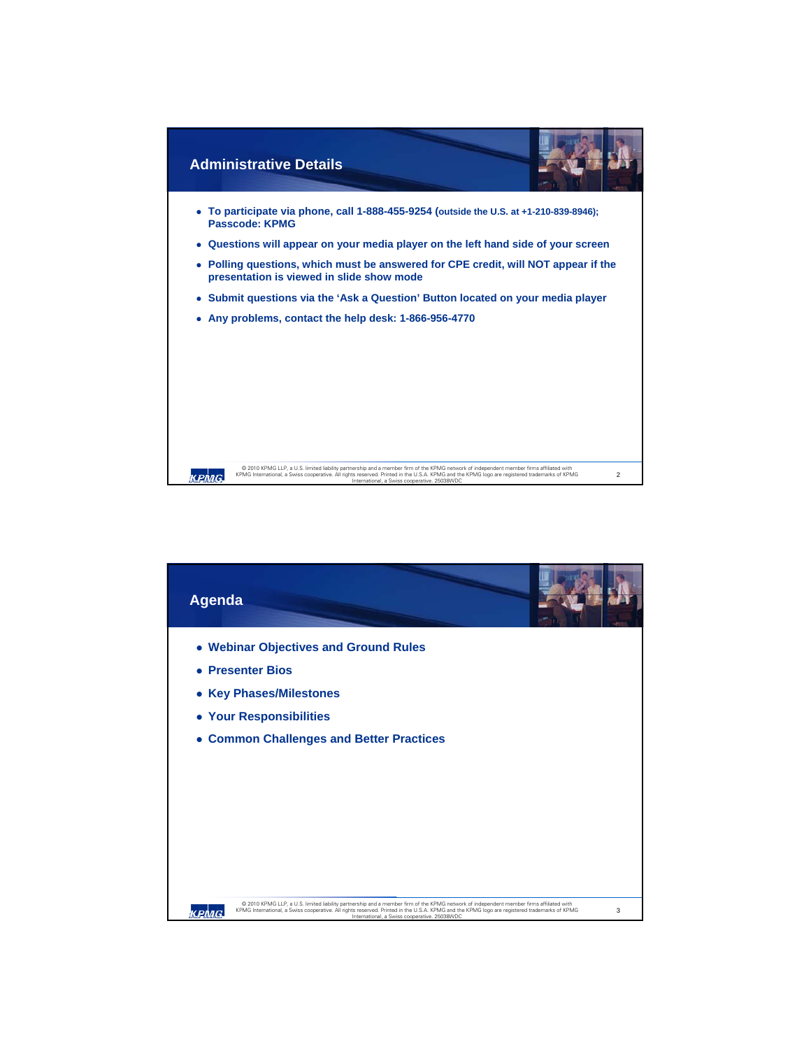## Administrative Details

- **To participate via phone, call 1-888-455-9254 (outside the U.S. at +1-210-839-8946); Passcode: KPMG**
- **Questions will appear on your media player on the left hand side of your screen**
- **Polling questions, which must be answered for CPE credit, will NOT appear if the presentation is viewed in slide show mode**
- **Submit questions via the 'Ask a Question' Button located on your media player**
- **Any problems, contact the help desk: 1-866-956-4770**

## Agenda

- **Webinar Objectives and Ground Rules**
- **Presenter Bios**
- **Key Phases/Milestones**
- **Your Responsibilities**
- **Common Challenges and Better Practices**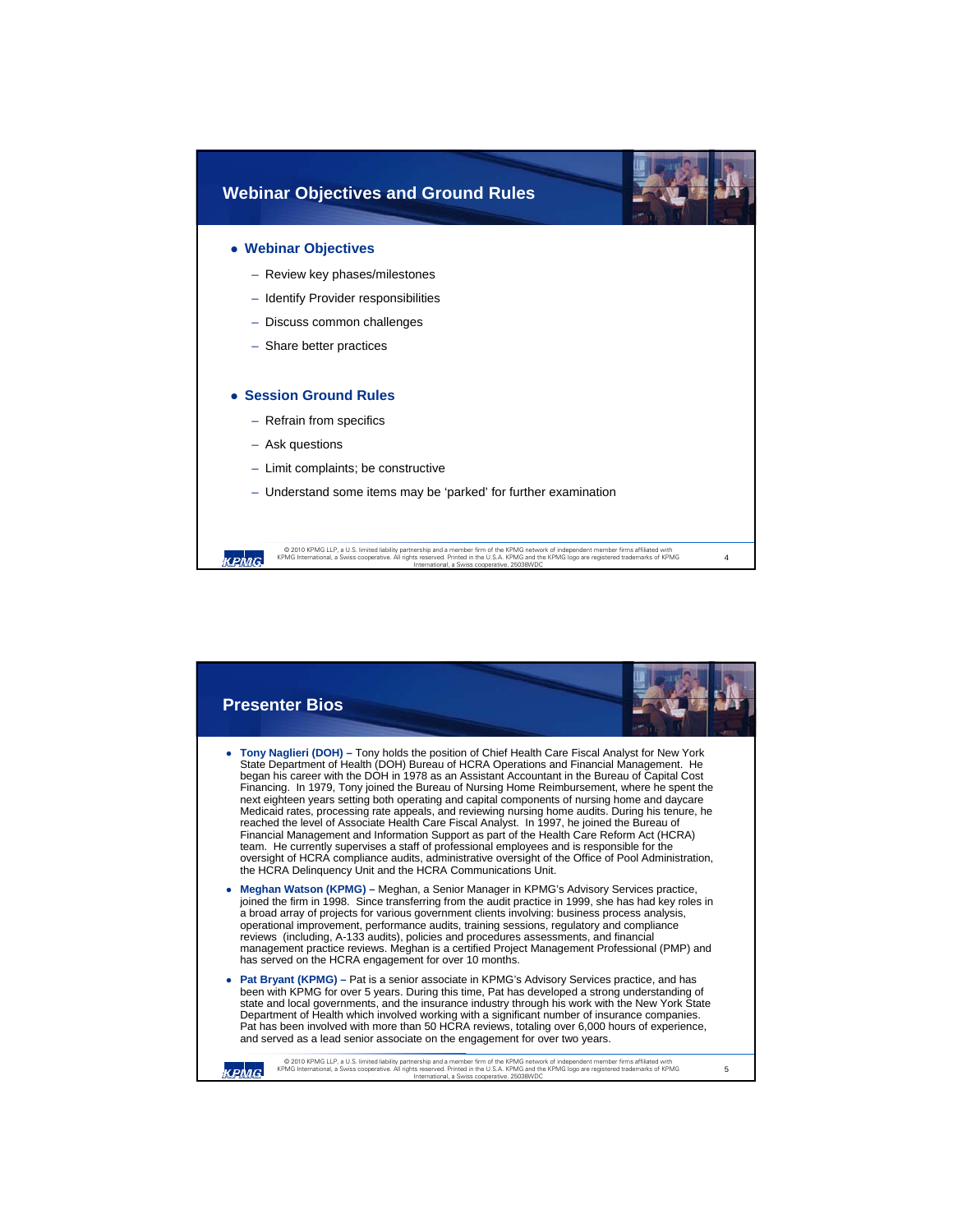## Webinar Objectives and Ground Rules

- **Webinar Objectives**
  - Review key phases/milestones
  - Identify Provider responsibilities
  - Discuss common challenges
  - Share better practices

- **Session Ground Rules**
  - Refrain from specifics
  - Ask questions
  - Limit complaints; be constructive
  - Understand some items may be 'parked' for further examination

© 2010 KPMG LLP, a U.S. limited liability partnership and a member firm of the KPMG network of independent member firms affiliated with KPMG International, a Swiss cooperative. All rights reserved. Printed in the U.S.A. KPMG and the KPMG logo are registered trademarks of KPMG International, a Swiss cooperative. 25038WDC

## Presenter Bios

- **Tony Naglieri (DOH) –** Tony holds the position of Chief Health Care Fiscal Analyst for New York State Department of Health (DOH) Bureau of HCRA Operations and Financial Management. He began his career with the DOH in 1978 as an Assistant Accountant in the Bureau of Capital Cost Financing. In 1979, Tony joined the Bureau of Nursing Home Reimbursement, where he spent the next eighteen years setting both operating and capital components of nursing home and daycare Medicaid rates, processing rate appeals, and reviewing nursing home audits. During his tenure, he reached the level of Associate Health Care Fiscal Analyst. In 1997, he joined the Bureau of Financial Management and Information Support as part of the Health Care Reform Act (HCRA) team. He currently supervises a staff of professional employees and is responsible for the oversight of HCRA compliance audits, administrative oversight of the Office of Pool Administration, the HCRA Delinquency Unit and the HCRA Communications Unit.

- **Meghan Watson (KPMG)** – Meghan, a Senior Manager in KPMG's Advisory Services practice, joined the firm in 1998. Since transferring from the audit practice in 1999, she has had key roles in a broad array of projects for various government clients involving: business process analysis, operational improvement, performance audits, training sessions, regulatory and compliance reviews (including, A-133 audits), policies and procedures assessments, and financial management practice reviews. Meghan is a certified Project Management Professional (PMP) and has served on the HCRA engagement for over 10 months.

- **Pat Bryant (KPMG)** – Pat is a senior associate in KPMG's Advisory Services practice, and has been with KPMG for over 5 years. During this time, Pat has developed a strong understanding of state and local governments, and the insurance industry through his work with the New York State Department of Health which involved working with a significant number of insurance companies. Pat has been involved with more than 50 HCRA reviews, totaling over 6,000 hours of experience, and served as a lead senior associate on the engagement for over two years.

© 2010 KPMG LLP, a U.S. limited liability partnership and a member firm of the KPMG network of independent member firms affiliated with KPMG International, a Swiss cooperative. All rights reserved. Printed in the U.S.A. KPMG and the KPMG logo are registered trademarks of KPMG International, a Swiss cooperative. 25038WDC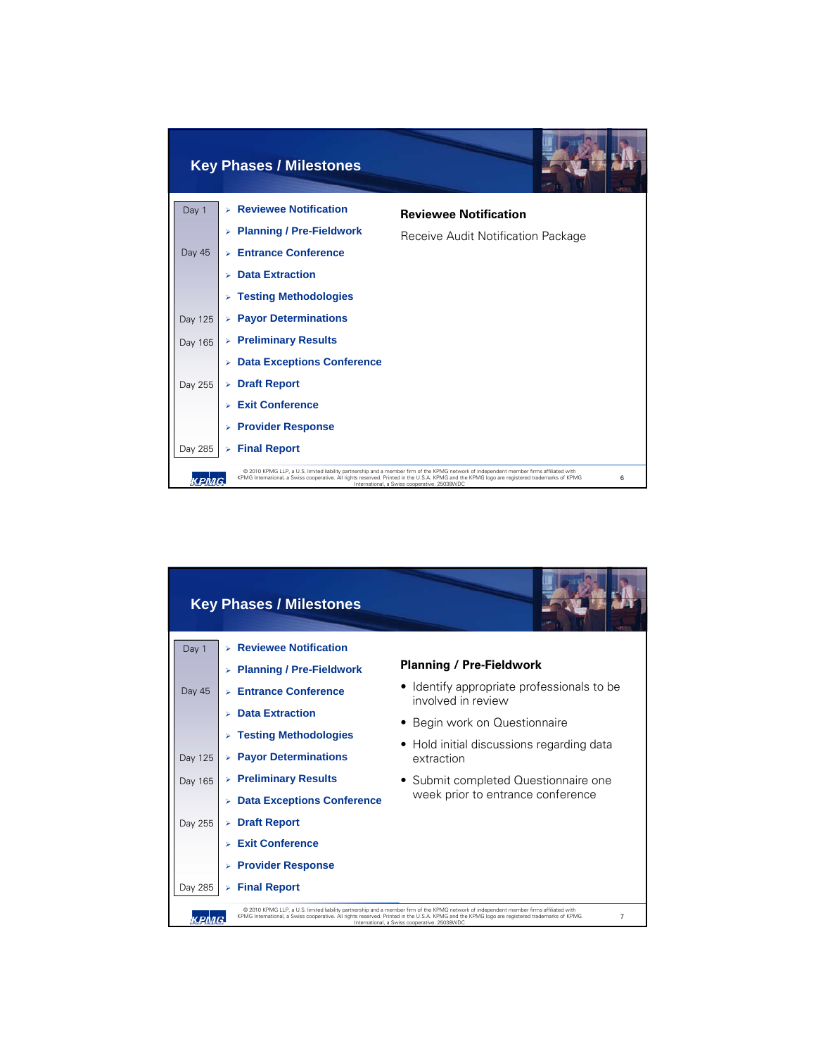## Key Phases / Milestones

| | |
|---|---|
| Day 1 | Reviewee Notification |
| | Planning / Pre-Fieldwork |
| Day 45 | Entrance Conference |
| | Data Extraction |
| | Testing Methodologies |
| Day 125 | Payor Determinations |
| Day 165 | Preliminary Results |
| | Data Exceptions Conference |
| Day 255 | Draft Report |
| | Exit Conference |
| | Provider Response |
| Day 285 | Final Report |

**Reviewee Notification**

Receive Audit Notification Package

© 2010 KPMG LLP, a U.S. limited liability partnership and a member firm of the KPMG network of independent member firms affiliated with KPMG International, a Swiss cooperative. All rights reserved. Printed in the U.S.A. KPMG and the KPMG logo are registered trademarks of KPMG International, a Swiss cooperative. 25038WDC

## Key Phases / Milestones

| | |
|---|---|
| Day 1 | Reviewee Notification |
| | Planning / Pre-Fieldwork |
| Day 45 | Entrance Conference |
| | Data Extraction |
| | Testing Methodologies |
| Day 125 | Payor Determinations |
| Day 165 | Preliminary Results |
| | Data Exceptions Conference |
| Day 255 | Draft Report |
| | Exit Conference |
| | Provider Response |
| Day 285 | Final Report |

**Planning / Pre-Fieldwork**

- Identify appropriate professionals to be involved in review
- Begin work on Questionnaire
- Hold initial discussions regarding data extraction
- Submit completed Questionnaire one week prior to entrance conference

© 2010 KPMG LLP, a U.S. limited liability partnership and a member firm of the KPMG network of independent member firms affiliated with KPMG International, a Swiss cooperative. All rights reserved. Printed in the U.S.A. KPMG and the KPMG logo are registered trademarks of KPMG International, a Swiss cooperative. 25038WDC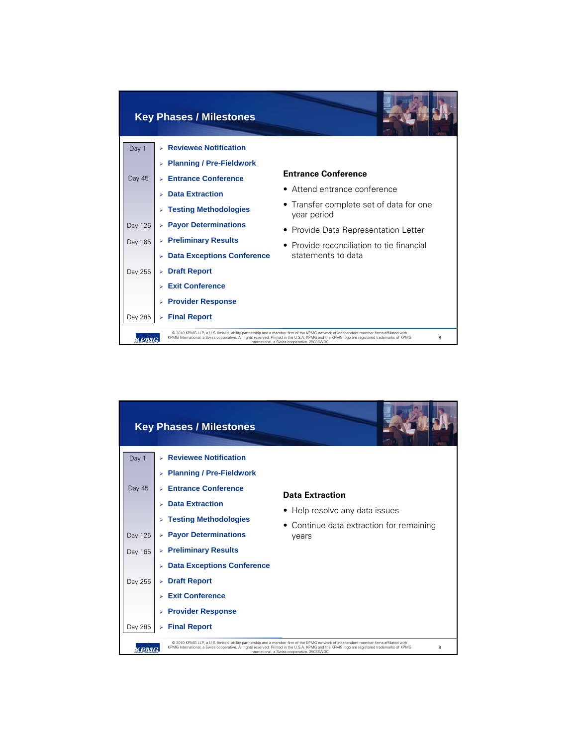## Key Phases / Milestones

| | |
|---|---|
| Day 1 | Reviewee Notification |
| | Planning / Pre-Fieldwork |
| Day 45 | Entrance Conference |
| | Data Extraction |
| | Testing Methodologies |
| Day 125 | Payor Determinations |
| Day 165 | Preliminary Results |
| | Data Exceptions Conference |
| Day 255 | Draft Report |
| | Exit Conference |
| | Provider Response |
| Day 285 | Final Report |

**Entrance Conference**

- Attend entrance conference
- Transfer complete set of data for one year period
- Provide Data Representation Letter
- Provide reconciliation to tie financial statements to data

© 2010 KPMG LLP, a U.S. limited liability partnership and a member firm of the KPMG network of independent member firms affiliated with KPMG International, a Swiss cooperative. All rights reserved. Printed in the U.S.A. KPMG and the KPMG logo are registered trademarks of KPMG International, a Swiss cooperative. 25038WDC

## Key Phases / Milestones

| | |
|---|---|
| Day 1 | Reviewee Notification |
| | Planning / Pre-Fieldwork |
| Day 45 | Entrance Conference |
| | Data Extraction |
| | Testing Methodologies |
| Day 125 | Payor Determinations |
| Day 165 | Preliminary Results |
| | Data Exceptions Conference |
| Day 255 | Draft Report |
| | Exit Conference |
| | Provider Response |
| Day 285 | Final Report |

**Data Extraction**

- Help resolve any data issues
- Continue data extraction for remaining years

© 2010 KPMG LLP, a U.S. limited liability partnership and a member firm of the KPMG network of independent member firms affiliated with KPMG International, a Swiss cooperative. All rights reserved. Printed in the U.S.A. KPMG and the KPMG logo are registered trademarks of KPMG International, a Swiss cooperative. 25038WDC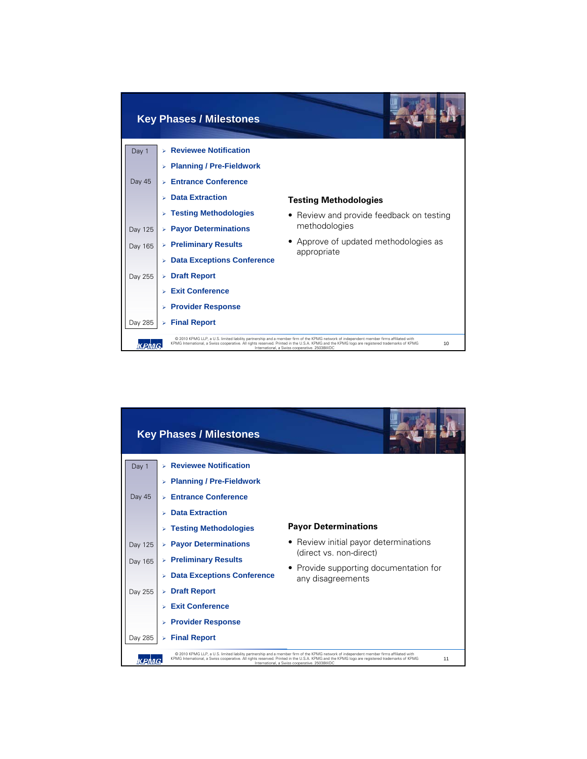## Key Phases / Milestones

| | |
|---|---|
| Day 1 | Reviewee Notification |
| | Planning / Pre-Fieldwork |
| Day 45 | Entrance Conference |
| | Data Extraction |
| | Testing Methodologies |
| Day 125 | Payor Determinations |
| Day 165 | Preliminary Results |
| | Data Exceptions Conference |
| Day 255 | Draft Report |
| | Exit Conference |
| | Provider Response |
| Day 285 | Final Report |

### Testing Methodologies

- Review and provide feedback on testing methodologies
- Approve of updated methodologies as appropriate

© 2010 KPMG LLP, a U.S. limited liability partnership and a member firm of the KPMG network of independent member firms affiliated with KPMG International, a Swiss cooperative. All rights reserved. Printed in the U.S.A. KPMG and the KPMG logo are registered trademarks of KPMG International, a Swiss cooperative. 25038WDC

## Key Phases / Milestones

| | |
|---|---|
| Day 1 | Reviewee Notification |
| | Planning / Pre-Fieldwork |
| Day 45 | Entrance Conference |
| | Data Extraction |
| | Testing Methodologies |
| Day 125 | Payor Determinations |
| Day 165 | Preliminary Results |
| | Data Exceptions Conference |
| Day 255 | Draft Report |
| | Exit Conference |
| | Provider Response |
| Day 285 | Final Report |

### Payor Determinations

- Review initial payor determinations (direct vs. non-direct)
- Provide supporting documentation for any disagreements

© 2010 KPMG LLP, a U.S. limited liability partnership and a member firm of the KPMG network of independent member firms affiliated with KPMG International, a Swiss cooperative. All rights reserved. Printed in the U.S.A. KPMG and the KPMG logo are registered trademarks of KPMG International, a Swiss cooperative. 25038WDC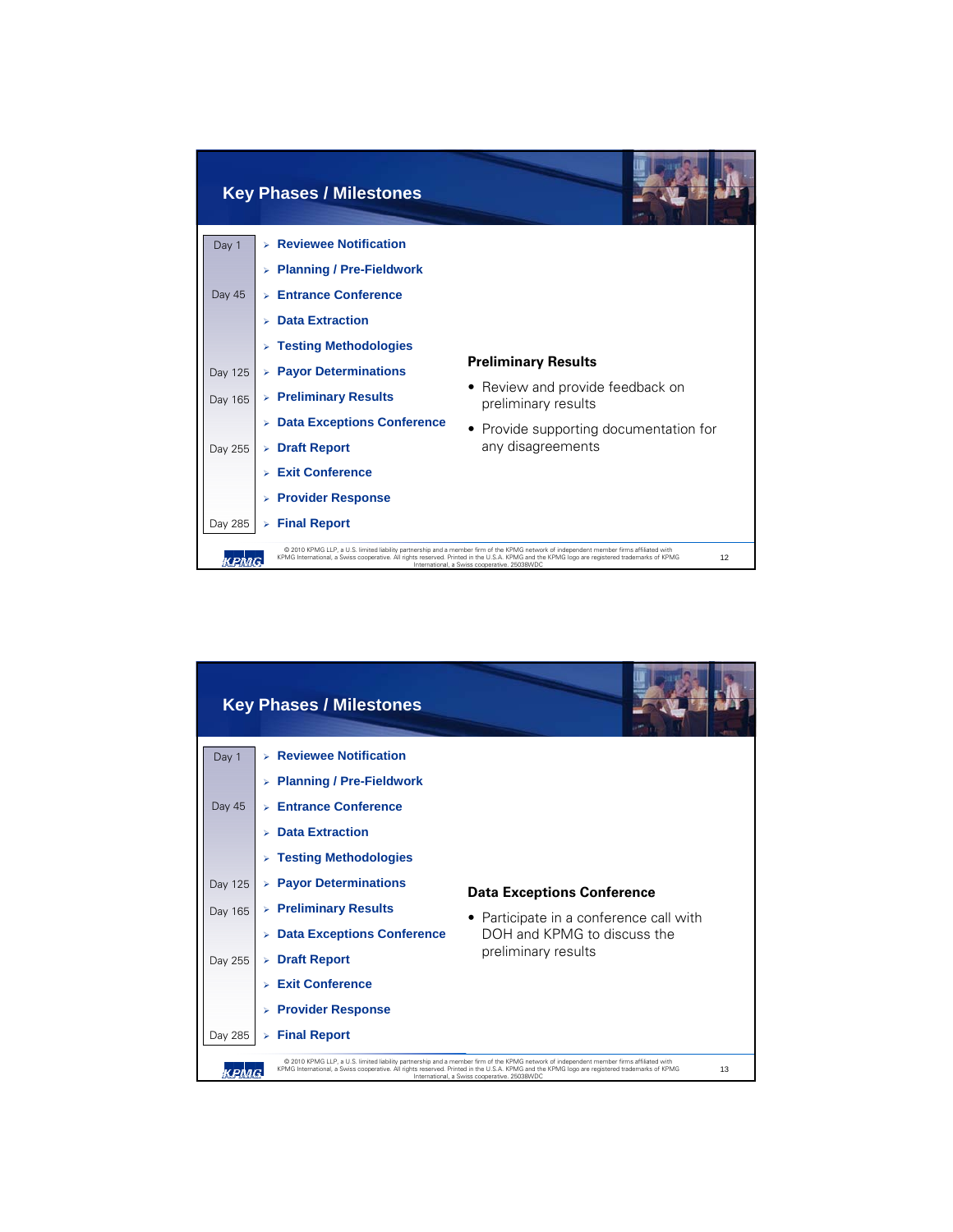## Key Phases / Milestones

| Day | Milestone |
|---|---|
| Day 1 | Reviewee Notification |
| | Planning / Pre-Fieldwork |
| Day 45 | Entrance Conference |
| | Data Extraction |
| | Testing Methodologies |
| Day 125 | Payor Determinations |
| Day 165 | Preliminary Results |
| | Data Exceptions Conference |
| Day 255 | Draft Report |
| | Exit Conference |
| | Provider Response |
| Day 285 | Final Report |

**Preliminary Results**

- Review and provide feedback on preliminary results
- Provide supporting documentation for any disagreements

© 2010 KPMG LLP, a U.S. limited liability partnership and a member firm of the KPMG network of independent member firms affiliated with KPMG International, a Swiss cooperative. All rights reserved. Printed in the U.S.A. KPMG and the KPMG logo are registered trademarks of KPMG International, a Swiss cooperative. 25038WDC

## Key Phases / Milestones

| Day | Milestone |
|---|---|
| Day 1 | Reviewee Notification |
| | Planning / Pre-Fieldwork |
| Day 45 | Entrance Conference |
| | Data Extraction |
| | Testing Methodologies |
| Day 125 | Payor Determinations |
| Day 165 | Preliminary Results |
| | Data Exceptions Conference |
| Day 255 | Draft Report |
| | Exit Conference |
| | Provider Response |
| Day 285 | Final Report |

**Data Exceptions Conference**

- Participate in a conference call with DOH and KPMG to discuss the preliminary results

© 2010 KPMG LLP, a U.S. limited liability partnership and a member firm of the KPMG network of independent member firms affiliated with KPMG International, a Swiss cooperative. All rights reserved. Printed in the U.S.A. KPMG and the KPMG logo are registered trademarks of KPMG International, a Swiss cooperative. 25038WDC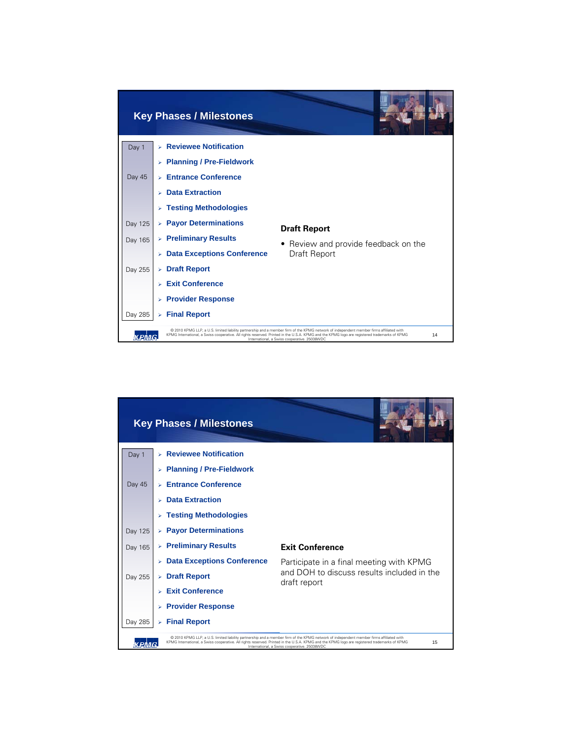## Key Phases / Milestones

| | |
|---|---|
| Day 1 | Reviewee Notification |
| | Planning / Pre-Fieldwork |
| Day 45 | Entrance Conference |
| | Data Extraction |
| | Testing Methodologies |
| Day 125 | Payor Determinations |
| Day 165 | Preliminary Results |
| | Data Exceptions Conference |
| Day 255 | Draft Report |
| | Exit Conference |
| | Provider Response |
| Day 285 | Final Report |

**Draft Report**

- Review and provide feedback on the Draft Report

© 2010 KPMG LLP, a U.S. limited liability partnership and a member firm of the KPMG network of independent member firms affiliated with KPMG International, a Swiss cooperative. All rights reserved. Printed in the U.S.A. KPMG and the KPMG logo are registered trademarks of KPMG International, a Swiss cooperative. 25038WDC

## Key Phases / Milestones

| | |
|---|---|
| Day 1 | Reviewee Notification |
| | Planning / Pre-Fieldwork |
| Day 45 | Entrance Conference |
| | Data Extraction |
| | Testing Methodologies |
| Day 125 | Payor Determinations |
| Day 165 | Preliminary Results |
| | Data Exceptions Conference |
| Day 255 | Draft Report |
| | Exit Conference |
| | Provider Response |
| Day 285 | Final Report |

**Exit Conference**

Participate in a final meeting with KPMG and DOH to discuss results included in the draft report

© 2010 KPMG LLP, a U.S. limited liability partnership and a member firm of the KPMG network of independent member firms affiliated with KPMG International, a Swiss cooperative. All rights reserved. Printed in the U.S.A. KPMG and the KPMG logo are registered trademarks of KPMG International, a Swiss cooperative. 25038WDC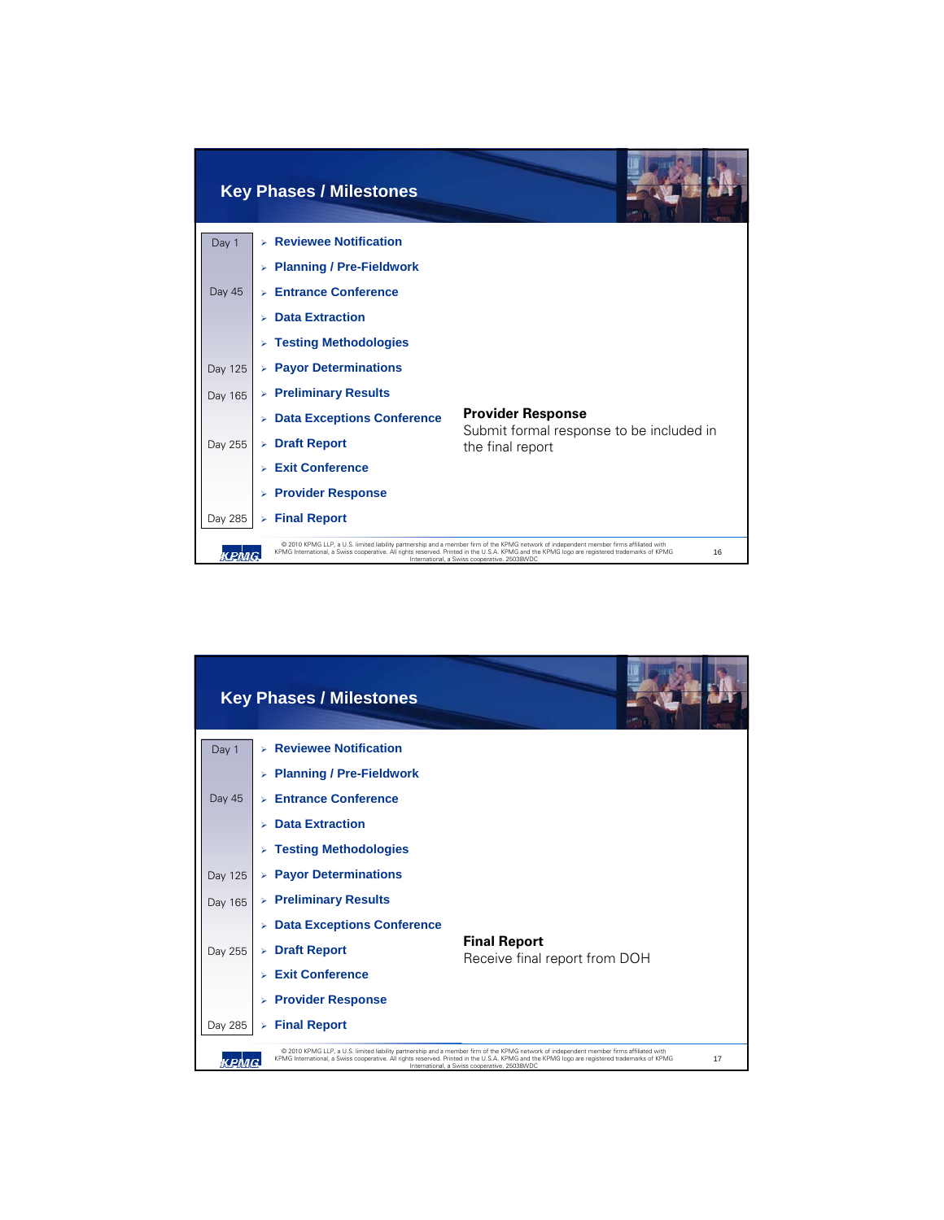## Key Phases / Milestones

| | |
|---|---|
| Day 1 | Reviewee Notification |
| | Planning / Pre-Fieldwork |
| Day 45 | Entrance Conference |
| | Data Extraction |
| | Testing Methodologies |
| Day 125 | Payor Determinations |
| Day 165 | Preliminary Results |
| | Data Exceptions Conference |
| Day 255 | Draft Report |
| | Exit Conference |
| | Provider Response |
| Day 285 | Final Report |

**Provider Response**
Submit formal response to be included in the final report

© 2010 KPMG LLP, a U.S. limited liability partnership and a member firm of the KPMG network of independent member firms affiliated with KPMG International, a Swiss cooperative. All rights reserved. Printed in the U.S.A. KPMG and the KPMG logo are registered trademarks of KPMG International, a Swiss cooperative. 25038WDC

## Key Phases / Milestones

| | |
|---|---|
| Day 1 | Reviewee Notification |
| | Planning / Pre-Fieldwork |
| Day 45 | Entrance Conference |
| | Data Extraction |
| | Testing Methodologies |
| Day 125 | Payor Determinations |
| Day 165 | Preliminary Results |
| | Data Exceptions Conference |
| Day 255 | Draft Report |
| | Exit Conference |
| | Provider Response |
| Day 285 | Final Report |

**Final Report**
Receive final report from DOH

© 2010 KPMG LLP, a U.S. limited liability partnership and a member firm of the KPMG network of independent member firms affiliated with KPMG International, a Swiss cooperative. All rights reserved. Printed in the U.S.A. KPMG and the KPMG logo are registered trademarks of KPMG International, a Swiss cooperative. 25038WDC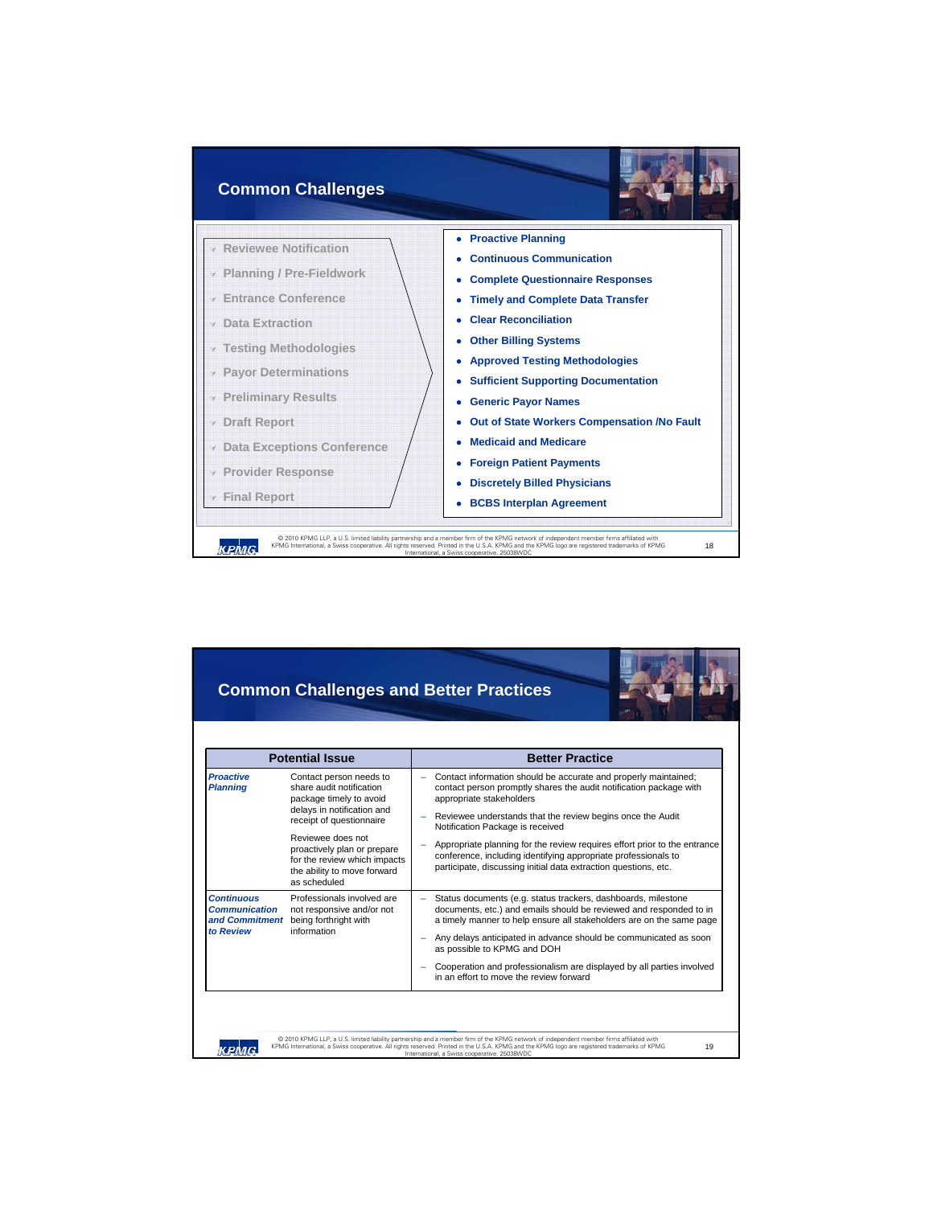## Common Challenges

- Reviewee Notification
- Planning / Pre-Fieldwork
- Entrance Conference
- Data Extraction
- Testing Methodologies
- Payor Determinations
- Preliminary Results
- Draft Report
- Data Exceptions Conference
- Provider Response
- Final Report

- **Proactive Planning**
- **Continuous Communication**
- **Complete Questionnaire Responses**
- **Timely and Complete Data Transfer**
- **Clear Reconciliation**
- **Other Billing Systems**
- **Approved Testing Methodologies**
- **Sufficient Supporting Documentation**
- **Generic Payor Names**
- **Out of State Workers Compensation /No Fault**
- **Medicaid and Medicare**
- **Foreign Patient Payments**
- **Discretely Billed Physicians**
- **BCBS Interplan Agreement**

© 2010 KPMG LLP, a U.S. limited liability partnership and a member firm of the KPMG network of independent member firms affiliated with KPMG International, a Swiss cooperative. All rights reserved. Printed in the U.S.A. KPMG and the KPMG logo are registered trademarks of KPMG International, a Swiss cooperative. 25038WDC

## Common Challenges and Better Practices

| Potential Issue | | Better Practice |
|---|---|---|
| ***Proactive Planning*** | Contact person needs to share audit notification package timely to avoid delays in notification and receipt of questionnaire<br><br>Reviewee does not proactively plan or prepare for the review which impacts the ability to move forward as scheduled | – Contact information should be accurate and properly maintained; contact person promptly shares the audit notification package with appropriate stakeholders<br>– Reviewee understands that the review begins once the Audit Notification Package is received<br>– Appropriate planning for the review requires effort prior to the entrance conference, including identifying appropriate professionals to participate, discussing initial data extraction questions, etc. |
| ***Continuous Communication and Commitment to Review*** | Professionals involved are not responsive and/or not being forthright with information | – Status documents (e.g. status trackers, dashboards, milestone documents, etc.) and emails should be reviewed and responded to in a timely manner to help ensure all stakeholders are on the same page<br>– Any delays anticipated in advance should be communicated as soon as possible to KPMG and DOH<br>– Cooperation and professionalism are displayed by all parties involved in an effort to move the review forward |

© 2010 KPMG LLP, a U.S. limited liability partnership and a member firm of the KPMG network of independent member firms affiliated with KPMG International, a Swiss cooperative. All rights reserved. Printed in the U.S.A. KPMG and the KPMG logo are registered trademarks of KPMG International, a Swiss cooperative. 25038WDC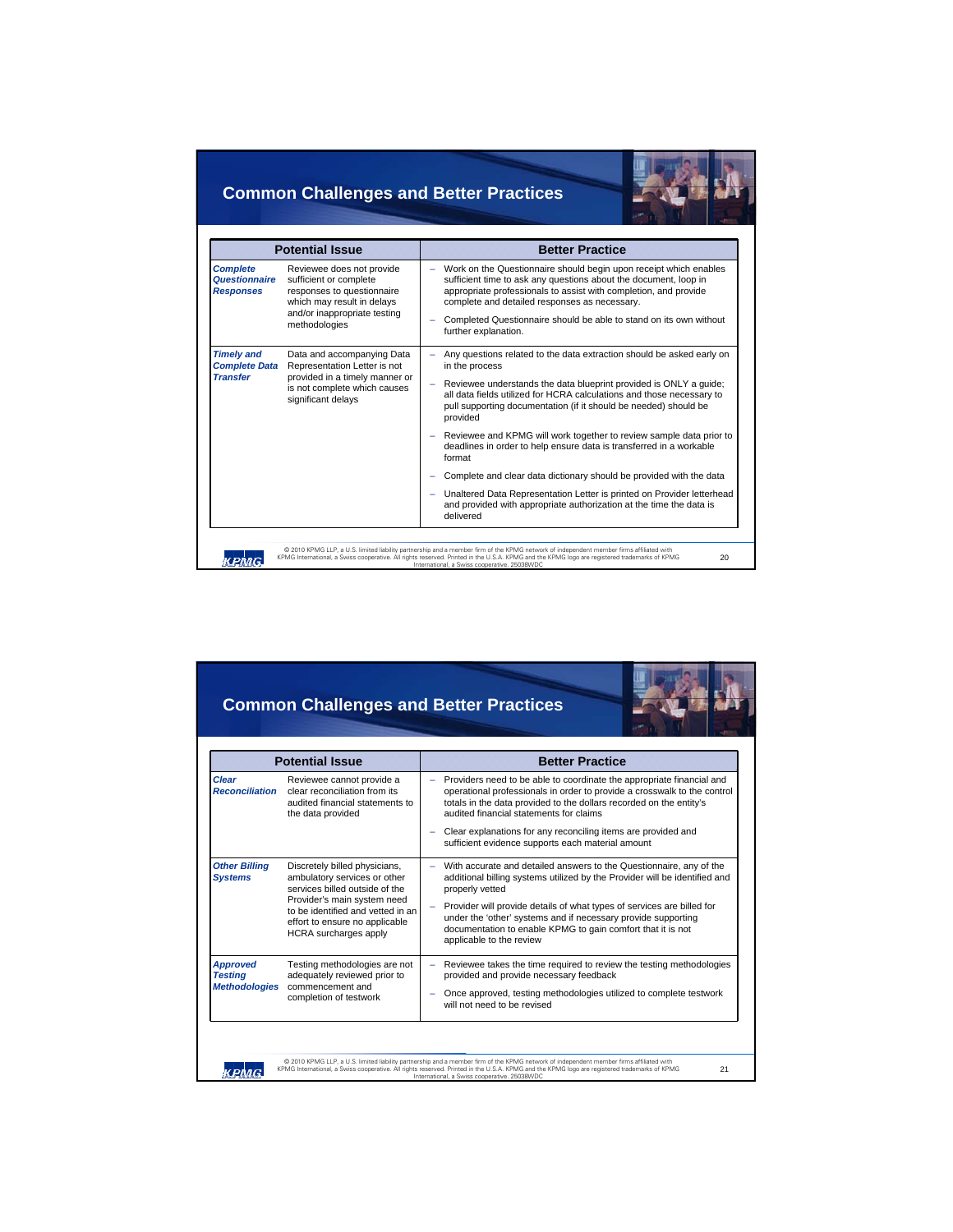## Common Challenges and Better Practices

| Potential Issue | | Better Practice |
|---|---|---|
| ***Complete Questionnaire Responses*** | Reviewee does not provide sufficient or complete responses to questionnaire which may result in delays and/or inappropriate testing methodologies | – Work on the Questionnaire should begin upon receipt which enables sufficient time to ask any questions about the document, loop in appropriate professionals to assist with completion, and provide complete and detailed responses as necessary.<br>– Completed Questionnaire should be able to stand on its own without further explanation. |
| ***Timely and Complete Data Transfer*** | Data and accompanying Data Representation Letter is not provided in a timely manner or is not complete which causes significant delays | – Any questions related to the data extraction should be asked early on in the process<br>– Reviewee understands the data blueprint provided is ONLY a guide; all data fields utilized for HCRA calculations and those necessary to pull supporting documentation (if it should be needed) should be provided<br>– Reviewee and KPMG will work together to review sample data prior to deadlines in order to help ensure data is transferred in a workable format<br>– Complete and clear data dictionary should be provided with the data<br>– Unaltered Data Representation Letter is printed on Provider letterhead and provided with appropriate authorization at the time the data is delivered |

© 2010 KPMG LLP, a U.S. limited liability partnership and a member firm of the KPMG network of independent member firms affiliated with KPMG International, a Swiss cooperative. All rights reserved. Printed in the U.S.A. KPMG and the KPMG logo are registered trademarks of KPMG International, a Swiss cooperative. 25038WDC

## Common Challenges and Better Practices

| Potential Issue | | Better Practice |
|---|---|---|
| ***Clear Reconciliation*** | Reviewee cannot provide a clear reconciliation from its audited financial statements to the data provided | – Providers need to be able to coordinate the appropriate financial and operational professionals in order to provide a crosswalk to the control totals in the data provided to the dollars recorded on the entity's audited financial statements for claims<br>– Clear explanations for any reconciling items are provided and sufficient evidence supports each material amount |
| ***Other Billing Systems*** | Discretely billed physicians, ambulatory services or other services billed outside of the Provider's main system need to be identified and vetted in an effort to ensure no applicable HCRA surcharges apply | – With accurate and detailed answers to the Questionnaire, any of the additional billing systems utilized by the Provider will be identified and properly vetted<br>– Provider will provide details of what types of services are billed for under the 'other' systems and if necessary provide supporting documentation to enable KPMG to gain comfort that it is not applicable to the review |
| ***Approved Testing Methodologies*** | Testing methodologies are not adequately reviewed prior to commencement and completion of testwork | – Reviewee takes the time required to review the testing methodologies provided and provide necessary feedback<br>– Once approved, testing methodologies utilized to complete testwork will not need to be revised |

© 2010 KPMG LLP, a U.S. limited liability partnership and a member firm of the KPMG network of independent member firms affiliated with KPMG International, a Swiss cooperative. All rights reserved. Printed in the U.S.A. KPMG and the KPMG logo are registered trademarks of KPMG International, a Swiss cooperative. 25038WDC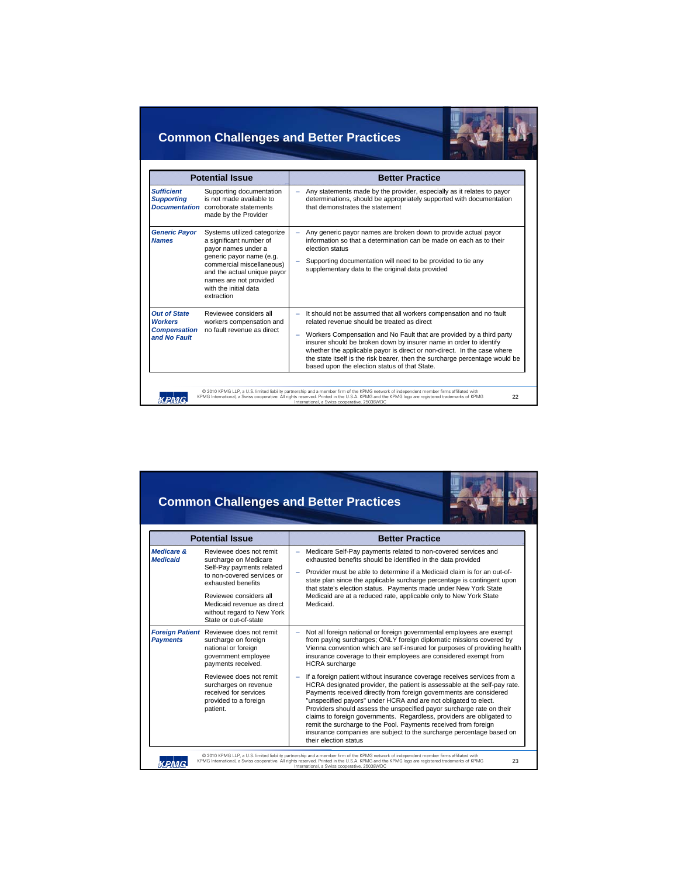## Common Challenges and Better Practices

| Potential Issue | | Better Practice |
|---|---|---|
| ***Sufficient Supporting Documentation*** | Supporting documentation is not made available to corroborate statements made by the Provider | – Any statements made by the provider, especially as it relates to payor determinations, should be appropriately supported with documentation that demonstrates the statement |
| ***Generic Payor Names*** | Systems utilized categorize a significant number of payor names under a generic payor name (e.g. commercial miscellaneous) and the actual unique payor names are not provided with the initial data extraction | – Any generic payor names are broken down to provide actual payor information so that a determination can be made on each as to their election status<br>– Supporting documentation will need to be provided to tie any supplementary data to the original data provided |
| ***Out of State Workers Compensation and No Fault*** | Reviewee considers all workers compensation and no fault revenue as direct | – It should not be assumed that all workers compensation and no fault related revenue should be treated as direct<br>– Workers Compensation and No Fault that are provided by a third party insurer should be broken down by insurer name in order to identify whether the applicable payor is direct or non-direct. In the case where the state itself is the risk bearer, then the surcharge percentage would be based upon the election status of that State. |

© 2010 KPMG LLP, a U.S. limited liability partnership and a member firm of the KPMG network of independent member firms affiliated with KPMG International, a Swiss cooperative. All rights reserved. Printed in the U.S.A. KPMG and the KPMG logo are registered trademarks of KPMG International, a Swiss cooperative. 25038WDC

## Common Challenges and Better Practices

| Potential Issue | | Better Practice |
|---|---|---|
| ***Medicare & Medicaid*** | Reviewee does not remit surcharge on Medicare Self-Pay payments related to non-covered services or exhausted benefits<br><br>Reviewee considers all Medicaid revenue as direct without regard to New York State or out-of-state | – Medicare Self-Pay payments related to non-covered services and exhausted benefits should be identified in the data provided<br>– Provider must be able to determine if a Medicaid claim is for an out-of-state plan since the applicable surcharge percentage is contingent upon that state's election status. Payments made under New York State Medicaid are at a reduced rate, applicable only to New York State Medicaid. |
| ***Foreign Patient Payments*** | Reviewee does not remit surcharge on foreign national or foreign government employee payments received.<br><br>Reviewee does not remit surcharges on revenue received for services provided to a foreign patient. | – Not all foreign national or foreign governmental employees are exempt from paying surcharges; ONLY foreign diplomatic missions covered by Vienna convention which are self-insured for purposes of providing health insurance coverage to their employees are considered exempt from HCRA surcharge<br>– If a foreign patient without insurance coverage receives services from a HCRA designated provider, the patient is assessable at the self-pay rate. Payments received directly from foreign governments are considered "unspecified payors" under HCRA and are not obligated to elect. Providers should assess the unspecified payor surcharge rate on their claims to foreign governments. Regardless, providers are obligated to remit the surcharge to the Pool. Payments received from foreign insurance companies are subject to the surcharge percentage based on their election status |

© 2010 KPMG LLP, a U.S. limited liability partnership and a member firm of the KPMG network of independent member firms affiliated with KPMG International, a Swiss cooperative. All rights reserved. Printed in the U.S.A. KPMG and the KPMG logo are registered trademarks of KPMG International, a Swiss cooperative. 25038WDC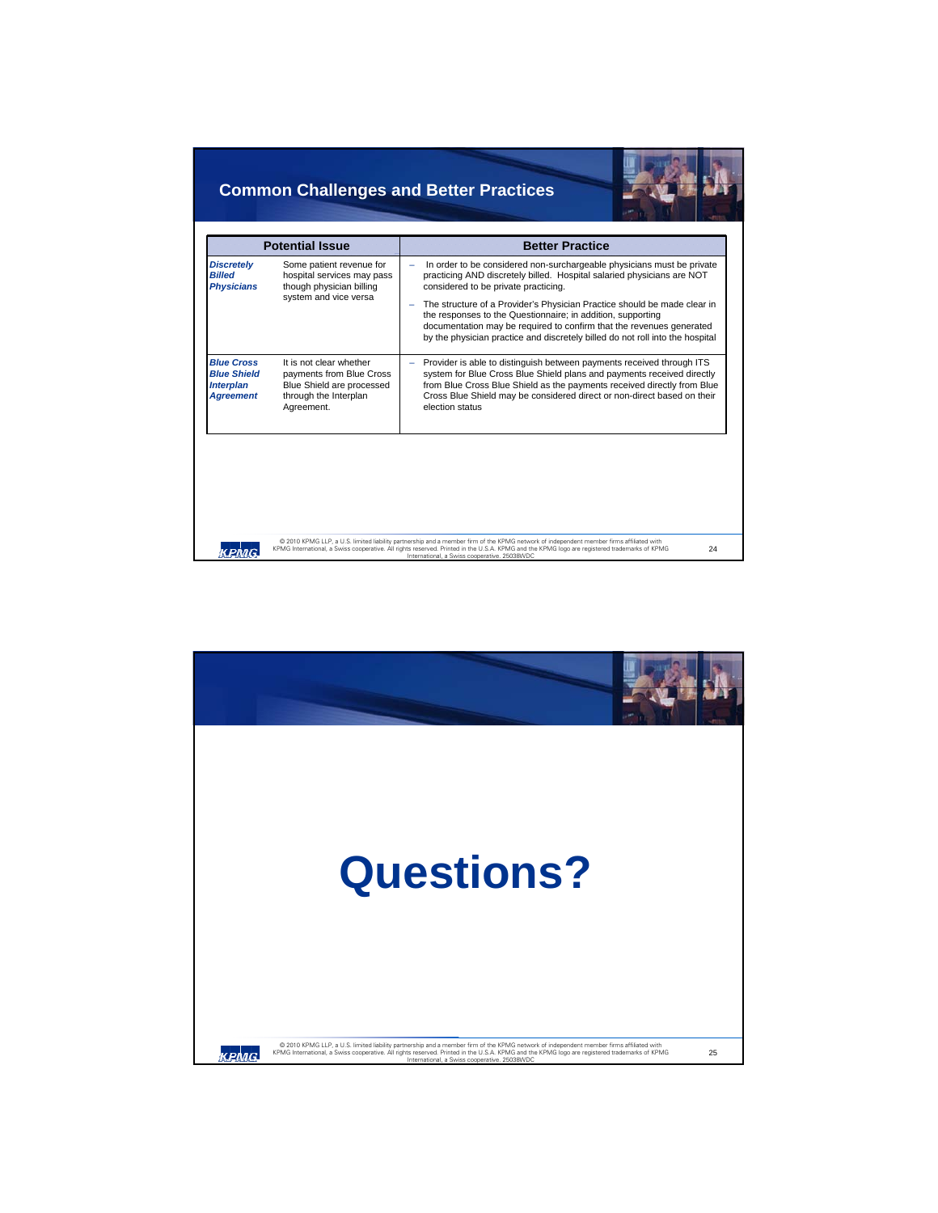## Common Challenges and Better Practices

| Potential Issue | | Better Practice |
|---|---|---|
| ***Discretely Billed Physicians*** | Some patient revenue for hospital services may pass though physician billing system and vice versa | – In order to be considered non-surchargeable physicians must be private practicing AND discretely billed. Hospital salaried physicians are NOT considered to be private practicing.<br>– The structure of a Provider's Physician Practice should be made clear in the responses to the Questionnaire; in addition, supporting documentation may be required to confirm that the revenues generated by the physician practice and discretely billed do not roll into the hospital |
| ***Blue Cross Blue Shield Interplan Agreement*** | It is not clear whether payments from Blue Cross Blue Shield are processed through the Interplan Agreement. | – Provider is able to distinguish between payments received through ITS system for Blue Cross Blue Shield plans and payments received directly from Blue Cross Blue Shield as the payments received directly from Blue Cross Blue Shield may be considered direct or non-direct based on their election status |

# Questions?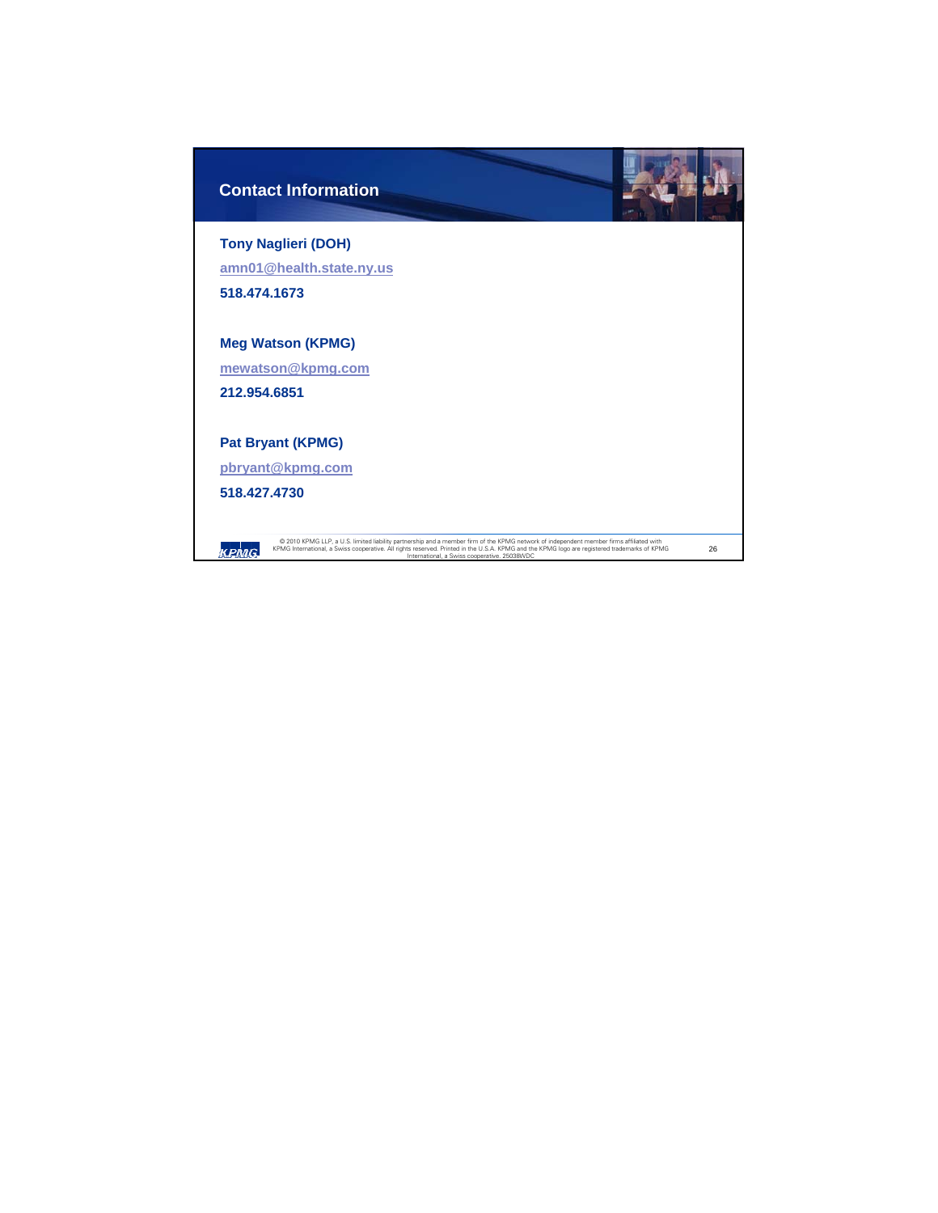## Contact Information

**Tony Naglieri (DOH)**

amn01@health.state.ny.us

**518.474.1673**

**Meg Watson (KPMG)**

mewatson@kpmg.com

**212.954.6851**

**Pat Bryant (KPMG)**

pbryant@kpmg.com

**518.427.4730**

© 2010 KPMG LLP, a U.S. limited liability partnership and a member firm of the KPMG network of independent member firms affiliated with KPMG International, a Swiss cooperative. All rights reserved. Printed in the U.S.A. KPMG and the KPMG logo are registered trademarks of KPMG International, a Swiss cooperative. 25038WDC